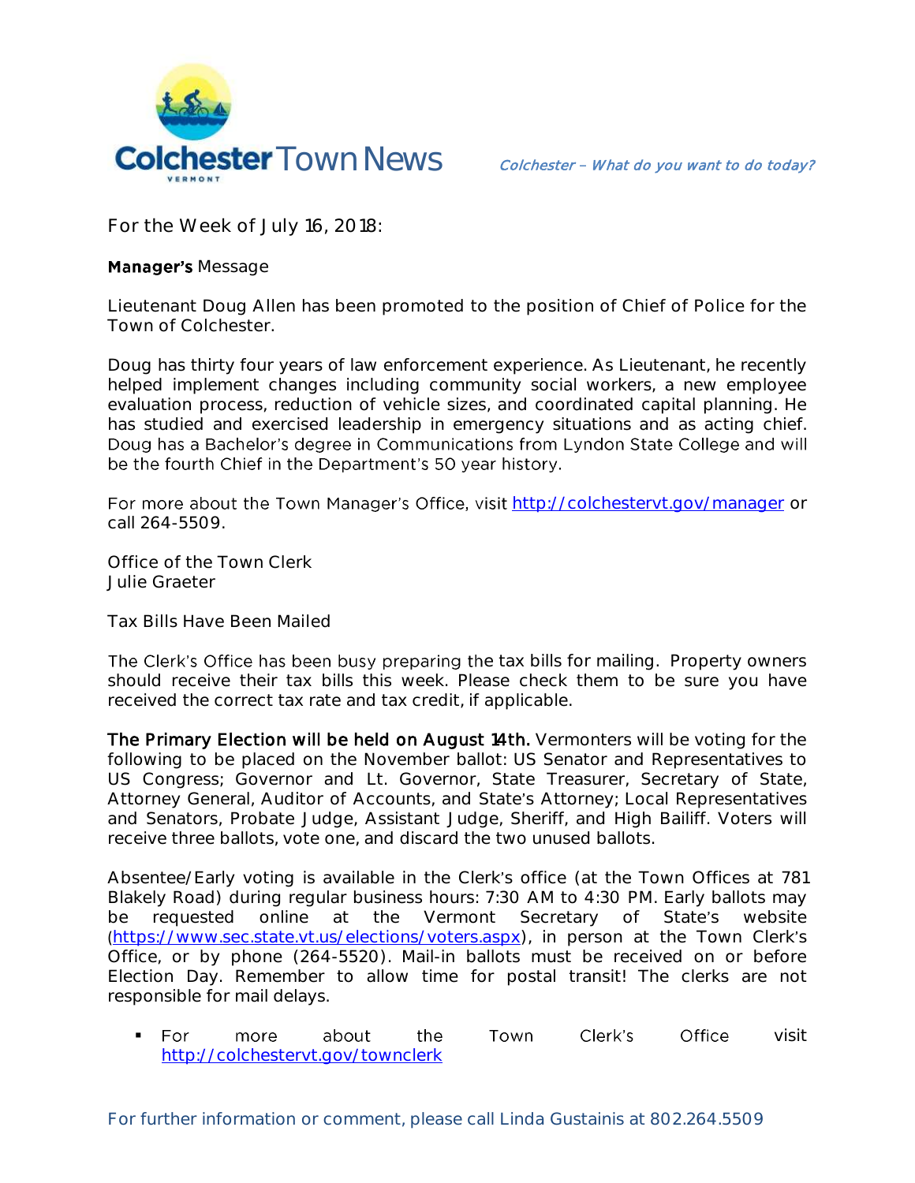# Colchester Town News

*Colchester – What do you want to do today?*

For the Week of July 16, 2018:

**Manager's** Message

Lieutenant Doug Allen has been promoted to the position of Chief of Police for the Town of Colchester.

Doug has thirty four years of law enforcement experience. As Lieutenant, he recently helped implement changes including community social workers, a new employee evaluation process, reduction of vehicle sizes, and coordinated capital planning. He has studied and exercised leadership in emergency situations and as acting chief. Doug has a Bachelor's degree in Communications from Lyndon State College and will be the fourth Chief in the Department's 50 year history.

For more about the Town Manager's Office, visit http://colchestervt.gov/manager or call 264-5509.

Office of the Town Clerk
Julie Graeter

Tax Bills Have Been Mailed

The Clerk's Office has been busy preparing the tax bills for mailing. Property owners should receive their tax bills this week. Please check them to be sure you have received the correct tax rate and tax credit, if applicable.

**The Primary Election will be held on August 14th.** Vermonters will be voting for the following to be placed on the November ballot: US Senator and Representatives to US Congress; Governor and Lt. Governor, State Treasurer, Secretary of State, Attorney General, Auditor of Accounts, and State's Attorney; Local Representatives and Senators, Probate Judge, Assistant Judge, Sheriff, and High Bailiff. Voters will receive three ballots, vote one, and discard the two unused ballots.

Absentee/Early voting is available in the Clerk's office (at the Town Offices at 781 Blakely Road) during regular business hours: 7:30 AM to 4:30 PM. Early ballots may be requested online at the Vermont Secretary of State's website (https://www.sec.state.vt.us/elections/voters.aspx), in person at the Town Clerk's Office, or by phone (264-5520). Mail-in ballots must be received on or before Election Day. Remember to allow time for postal transit! The clerks are not responsible for mail delays.

- For more about the Town Clerk's Office visit http://colchestervt.gov/townclerk

For further information or comment, please call Linda Gustainis at 802.264.5509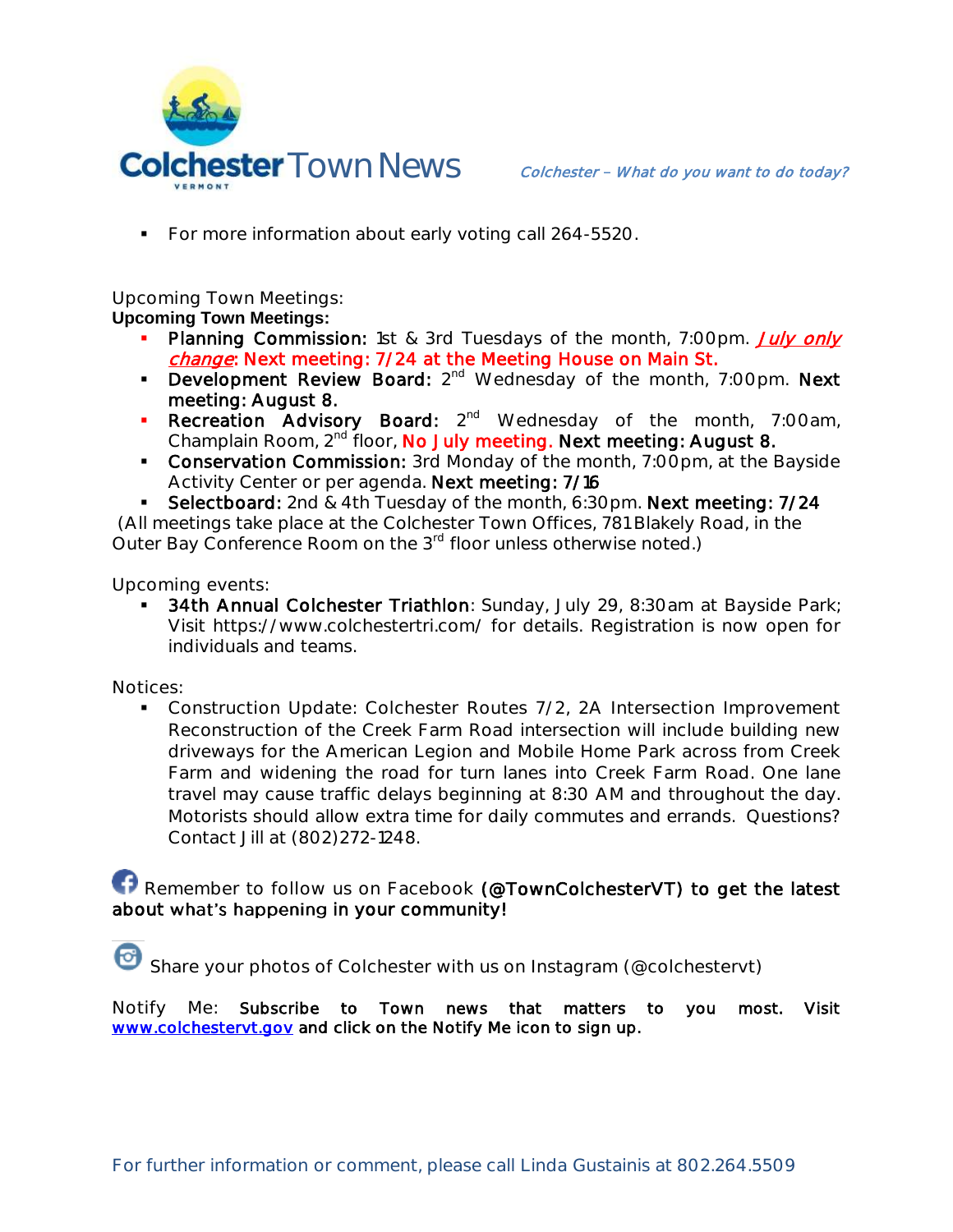- For more information about early voting call 264-5520.

Upcoming Town Meetings:

**Upcoming Town Meetings:**

- **Planning Commission:** 1st & 3rd Tuesdays of the month, 7:00pm. ***July only change*****: Next meeting: 7/24 at the Meeting House on Main St.**
- **Development Review Board:** 2nd Wednesday of the month, 7:00pm. **Next meeting: August 8.**
- **Recreation Advisory Board:** 2nd Wednesday of the month, 7:00am, Champlain Room, 2nd floor, **No July meeting. Next meeting: August 8.**
- **Conservation Commission:** 3rd Monday of the month, 7:00pm, at the Bayside Activity Center or per agenda. **Next meeting: 7/16**
- **Selectboard:** 2nd & 4th Tuesday of the month, 6:30pm. **Next meeting: 7/24**

(All meetings take place at the Colchester Town Offices, 781 Blakely Road, in the Outer Bay Conference Room on the 3rd floor unless otherwise noted.)

Upcoming events:

- **34th Annual Colchester Triathlon**: Sunday, July 29, 8:30am at Bayside Park; Visit https://www.colchestertri.com/ for details. Registration is now open for individuals and teams.

Notices:

- Construction Update: Colchester Routes 7/2, 2A Intersection Improvement Reconstruction of the Creek Farm Road intersection will include building new driveways for the American Legion and Mobile Home Park across from Creek Farm and widening the road for turn lanes into Creek Farm Road. One lane travel may cause traffic delays beginning at 8:30 AM and throughout the day. Motorists should allow extra time for daily commutes and errands. Questions? Contact Jill at (802)272-1248.

Remember to follow us on Facebook **(@TownColchesterVT) to get the latest about what's happening in your community!**

Share your photos of Colchester with us on Instagram (@colchestervt)

Notify Me: **Subscribe to Town news that matters to you most. Visit** [www.colchestervt.gov](http://www.colchestervt.gov) **and click on the Notify Me icon to sign up.**

For further information or comment, please call Linda Gustainis at 802.264.5509